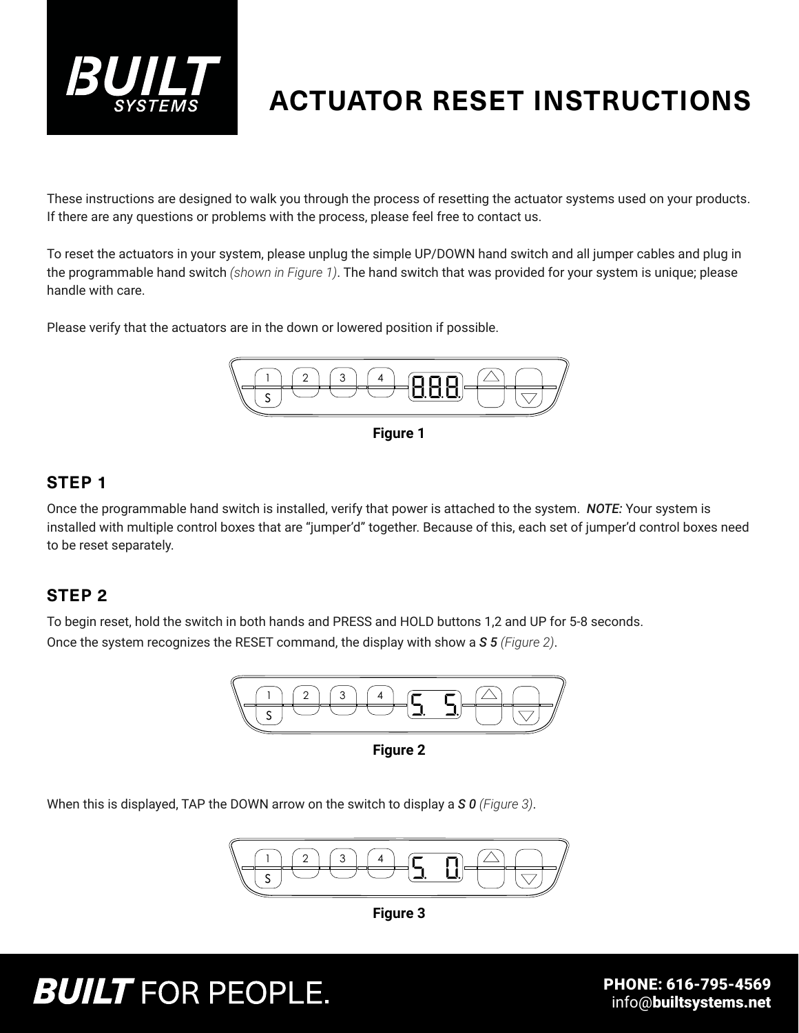# ACTUATOR RESET INSTRUCTIONS

These instructions are designed to walk you through the process of resetting the actuator systems used on your products. If there are any questions or problems with the process, please feel free to contact us.

To reset the actuators in your system, please unplug the simple UP/DOWN hand switch and all jumper cables and plug in the programmable hand switch *(shown in Figure 1)*. The hand switch that was provided for your system is unique; please handle with care.

Please verify that the actuators are in the down or lowered position if possible.

**Figure 1**

## STEP 1

Once the programmable hand switch is installed, verify that power is attached to the system. ***NOTE:*** Your system is installed with multiple control boxes that are "jumper'd" together. Because of this, each set of jumper'd control boxes need to be reset separately.

## STEP 2

To begin reset, hold the switch in both hands and PRESS and HOLD buttons 1,2 and UP for 5-8 seconds.
Once the system recognizes the RESET command, the display with show a ***S 5*** *(Figure 2)*.

**Figure 2**

When this is displayed, TAP the DOWN arrow on the switch to display a ***S 0*** *(Figure 3)*.

**Figure 3**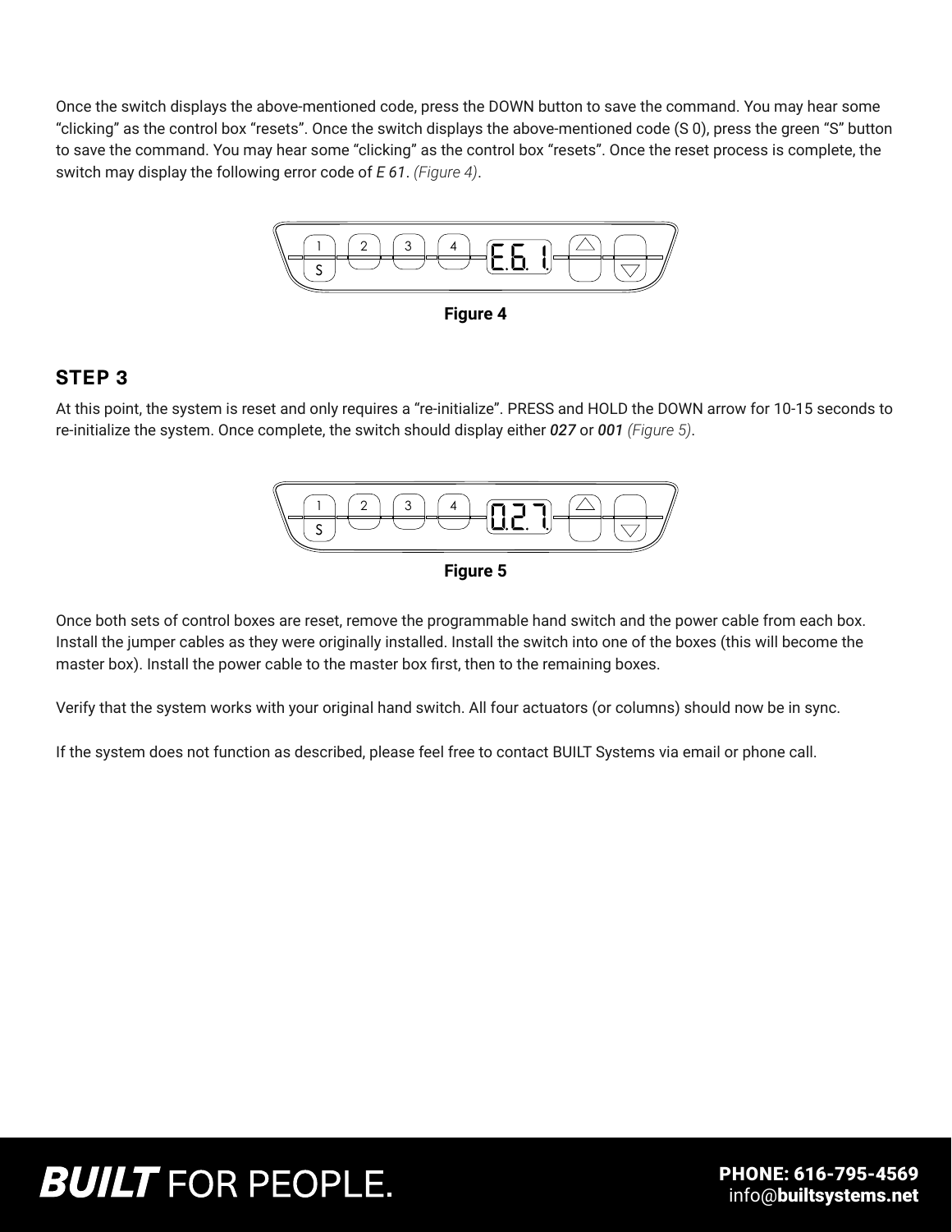Once the switch displays the above-mentioned code, press the DOWN button to save the command. You may hear some "clicking" as the control box "resets". Once the switch displays the above-mentioned code (S 0), press the green "S" button to save the command. You may hear some "clicking" as the control box "resets". Once the reset process is complete, the switch may display the following error code of *E 61*. *(Figure 4)*.

**Figure 4**

## STEP 3

At this point, the system is reset and only requires a "re-initialize". PRESS and HOLD the DOWN arrow for 10-15 seconds to re-initialize the system. Once complete, the switch should display either ***027*** or ***001*** *(Figure 5)*.

**Figure 5**

Once both sets of control boxes are reset, remove the programmable hand switch and the power cable from each box. Install the jumper cables as they were originally installed. Install the switch into one of the boxes (this will become the master box). Install the power cable to the master box first, then to the remaining boxes.

Verify that the system works with your original hand switch. All four actuators (or columns) should now be in sync.

If the system does not function as described, please feel free to contact BUILT Systems via email or phone call.

***BUILT*** FOR PEOPLE.

**PHONE: 616-795-4569**
info@**builtsystems.net**